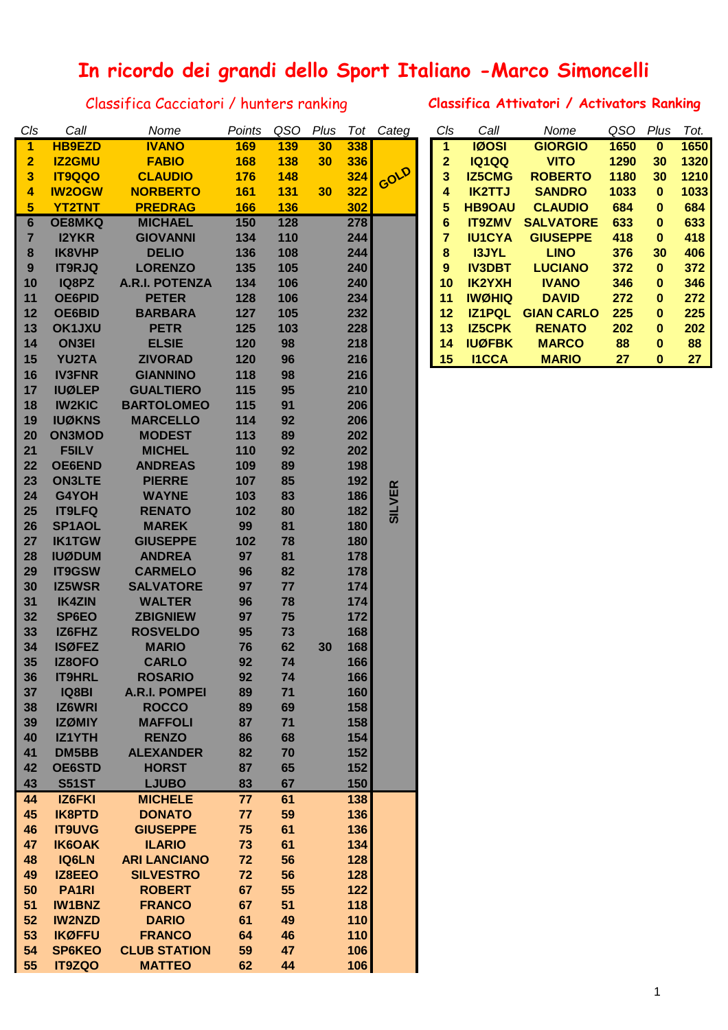# In ricordo dei grandi dello Sport Italiano -Marco Simoncelli

## Classifica Cacciatori / hunters ranking

| Cls | Call | Nome | Points | QSO | Plus | Tot | Categ |
|---|---|---|---|---|---|---|---|
| 1 | HB9EZD | IVANO | 169 | 139 | 30 | 338 | GOLD |
| 2 | IZ2GMU | FABIO | 168 | 138 | 30 | 336 | GOLD |
| 3 | IT9QQO | CLAUDIO | 176 | 148 | | 324 | GOLD |
| 4 | IW2OGW | NORBERTO | 161 | 131 | 30 | 322 | GOLD |
| 5 | YT2TNT | PREDRAG | 166 | 136 | | 302 | GOLD |
| 6 | OE8MKQ | MICHAEL | 150 | 128 | | 278 | SILVER |
| 7 | I2YKR | GIOVANNI | 134 | 110 | | 244 | SILVER |
| 8 | IK8VHP | DELIO | 136 | 108 | | 244 | SILVER |
| 9 | IT9RJQ | LORENZO | 135 | 105 | | 240 | SILVER |
| 10 | IQ8PZ | A.R.I. POTENZA | 134 | 106 | | 240 | SILVER |
| 11 | OE6PID | PETER | 128 | 106 | | 234 | SILVER |
| 12 | OE6BID | BARBARA | 127 | 105 | | 232 | SILVER |
| 13 | OK1JXU | PETR | 125 | 103 | | 228 | SILVER |
| 14 | ON3EI | ELSIE | 120 | 98 | | 218 | SILVER |
| 15 | YU2TA | ZIVORAD | 120 | 96 | | 216 | SILVER |
| 16 | IV3FNR | GIANNINO | 118 | 98 | | 216 | SILVER |
| 17 | IUØLEP | GUALTIERO | 115 | 95 | | 210 | SILVER |
| 18 | IW2KIC | BARTOLOMEO | 115 | 91 | | 206 | SILVER |
| 19 | IUØKNS | MARCELLO | 114 | 92 | | 206 | SILVER |
| 20 | ON3MOD | MODEST | 113 | 89 | | 202 | SILVER |
| 21 | F5ILV | MICHEL | 110 | 92 | | 202 | SILVER |
| 22 | OE6END | ANDREAS | 109 | 89 | | 198 | SILVER |
| 23 | ON3LTE | PIERRE | 107 | 85 | | 192 | SILVER |
| 24 | G4YOH | WAYNE | 103 | 83 | | 186 | SILVER |
| 25 | IT9LFQ | RENATO | 102 | 80 | | 182 | SILVER |
| 26 | SP1AOL | MAREK | 99 | 81 | | 180 | SILVER |
| 27 | IK1TGW | GIUSEPPE | 102 | 78 | | 180 | SILVER |
| 28 | IUØDUM | ANDREA | 97 | 81 | | 178 | SILVER |
| 29 | IT9GSW | CARMELO | 96 | 82 | | 178 | SILVER |
| 30 | IZ5WSR | SALVATORE | 97 | 77 | | 174 | SILVER |
| 31 | IK4ZIN | WALTER | 96 | 78 | | 174 | SILVER |
| 32 | SP6EO | ZBIGNIEW | 97 | 75 | | 172 | SILVER |
| 33 | IZ6FHZ | ROSVELDO | 95 | 73 | | 168 | SILVER |
| 34 | ISØFEZ | MARIO | 76 | 62 | 30 | 168 | SILVER |
| 35 | IZ8OFO | CARLO | 92 | 74 | | 166 | SILVER |
| 36 | IT9HRL | ROSARIO | 92 | 74 | | 166 | SILVER |
| 37 | IQ8BI | A.R.I. POMPEI | 89 | 71 | | 160 | SILVER |
| 38 | IZ6WRI | ROCCO | 89 | 69 | | 158 | SILVER |
| 39 | IZØMIY | MAFFOLI | 87 | 71 | | 158 | SILVER |
| 40 | IZ1YTH | RENZO | 86 | 68 | | 154 | SILVER |
| 41 | DM5BB | ALEXANDER | 82 | 70 | | 152 | SILVER |
| 42 | OE6STD | HORST | 87 | 65 | | 152 | SILVER |
| 43 | S51ST | LJUBO | 83 | 67 | | 150 | SILVER |
| 44 | IZ6FKI | MICHELE | 77 | 61 | | 138 | |
| 45 | IK8PTD | DONATO | 77 | 59 | | 136 | |
| 46 | IT9UVG | GIUSEPPE | 75 | 61 | | 136 | |
| 47 | IK6OAK | ILARIO | 73 | 61 | | 134 | |
| 48 | IQ6LN | ARI LANCIANO | 72 | 56 | | 128 | |
| 49 | IZ8EEO | SILVESTRO | 72 | 56 | | 128 | |
| 50 | PA1RI | ROBERT | 67 | 55 | | 122 | |
| 51 | IW1BNZ | FRANCO | 67 | 51 | | 118 | |
| 52 | IW2NZD | DARIO | 61 | 49 | | 110 | |
| 53 | IKØFFU | FRANCO | 64 | 46 | | 110 | |
| 54 | SP6KEO | CLUB STATION | 59 | 47 | | 106 | |
| 55 | IT9ZQO | MATTEO | 62 | 44 | | 106 | |

## Classifica Attivatori / Activators Ranking

| Cls | Call | Nome | QSO | Plus | Tot. |
|---|---|---|---|---|---|
| 1 | IØOSI | GIORGIO | 1650 | 0 | 1650 |
| 2 | IQ1QQ | VITO | 1290 | 30 | 1320 |
| 3 | IZ5CMG | ROBERTO | 1180 | 30 | 1210 |
| 4 | IK2TTJ | SANDRO | 1033 | 0 | 1033 |
| 5 | HB9OAU | CLAUDIO | 684 | 0 | 684 |
| 6 | IT9ZMV | SALVATORE | 633 | 0 | 633 |
| 7 | IU1CYA | GIUSEPPE | 418 | 0 | 418 |
| 8 | I3JYL | LINO | 376 | 30 | 406 |
| 9 | IV3DBT | LUCIANO | 372 | 0 | 372 |
| 10 | IK2YXH | IVANO | 346 | 0 | 346 |
| 11 | IWØHIQ | DAVID | 272 | 0 | 272 |
| 12 | IZ1PQL | GIAN CARLO | 225 | 0 | 225 |
| 13 | IZ5CPK | RENATO | 202 | 0 | 202 |
| 14 | IUØFBK | MARCO | 88 | 0 | 88 |
| 15 | I1CCA | MARIO | 27 | 0 | 27 |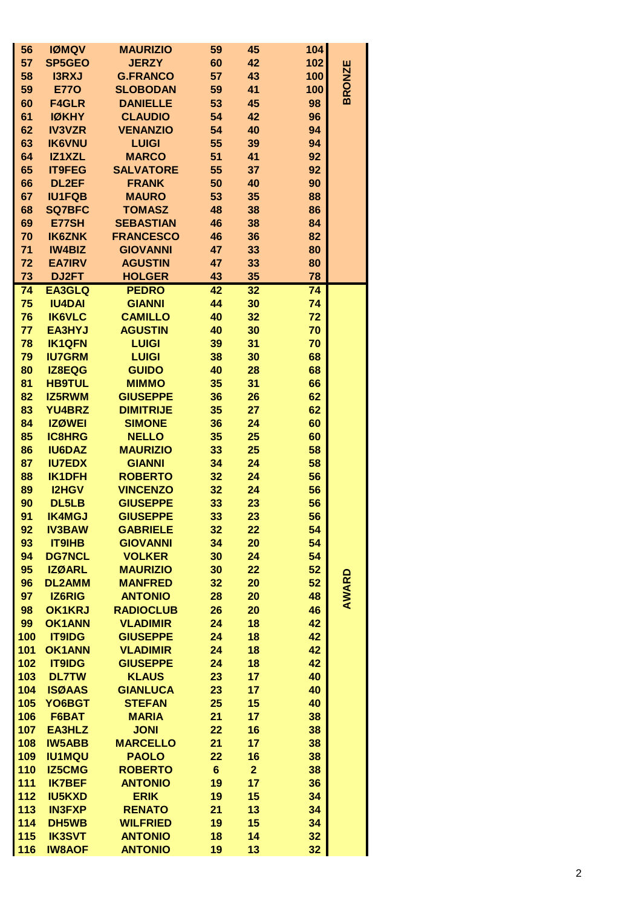| | | | | | | |
|---|---|---|---|---|---|---|
| 56 | IØMQV | MAURIZIO | 59 | 45 | 104 | BRONZE |
| 57 | SP5GEO | JERZY | 60 | 42 | 102 | |
| 58 | I3RXJ | G.FRANCO | 57 | 43 | 100 | |
| 59 | E77O | SLOBODAN | 59 | 41 | 100 | |
| 60 | F4GLR | DANIELLE | 53 | 45 | 98 | |
| 61 | IØKHY | CLAUDIO | 54 | 42 | 96 | |
| 62 | IV3VZR | VENANZIO | 54 | 40 | 94 | |
| 63 | IK6VNU | LUIGI | 55 | 39 | 94 | |
| 64 | IZ1XZL | MARCO | 51 | 41 | 92 | |
| 65 | IT9FEG | SALVATORE | 55 | 37 | 92 | |
| 66 | DL2EF | FRANK | 50 | 40 | 90 | |
| 67 | IU1FQB | MAURO | 53 | 35 | 88 | |
| 68 | SQ7BFC | TOMASZ | 48 | 38 | 86 | |
| 69 | E77SH | SEBASTIAN | 46 | 38 | 84 | |
| 70 | IK6ZNK | FRANCESCO | 46 | 36 | 82 | |
| 71 | IW4BIZ | GIOVANNI | 47 | 33 | 80 | |
| 72 | EA7IRV | AGUSTIN | 47 | 33 | 80 | |
| 73 | DJ2FT | HOLGER | 43 | 35 | 78 | |
| 74 | EA3GLQ | PEDRO | 42 | 32 | 74 | AWARD |
| 75 | IU4DAI | GIANNI | 44 | 30 | 74 | |
| 76 | IK6VLC | CAMILLO | 40 | 32 | 72 | |
| 77 | EA3HYJ | AGUSTIN | 40 | 30 | 70 | |
| 78 | IK1QFN | LUIGI | 39 | 31 | 70 | |
| 79 | IU7GRM | LUIGI | 38 | 30 | 68 | |
| 80 | IZ8EQG | GUIDO | 40 | 28 | 68 | |
| 81 | HB9TUL | MIMMO | 35 | 31 | 66 | |
| 82 | IZ5RWM | GIUSEPPE | 36 | 26 | 62 | |
| 83 | YU4BRZ | DIMITRIJE | 35 | 27 | 62 | |
| 84 | IZØWEI | SIMONE | 36 | 24 | 60 | |
| 85 | IC8HRG | NELLO | 35 | 25 | 60 | |
| 86 | IU6DAZ | MAURIZIO | 33 | 25 | 58 | |
| 87 | IU7EDX | GIANNI | 34 | 24 | 58 | |
| 88 | IK1DFH | ROBERTO | 32 | 24 | 56 | |
| 89 | I2HGV | VINCENZO | 32 | 24 | 56 | |
| 90 | DL5LB | GIUSEPPE | 33 | 23 | 56 | |
| 91 | IK4MGJ | GIUSEPPE | 33 | 23 | 56 | |
| 92 | IV3BAW | GABRIELE | 32 | 22 | 54 | |
| 93 | IT9IHB | GIOVANNI | 34 | 20 | 54 | |
| 94 | DG7NCL | VOLKER | 30 | 24 | 54 | |
| 95 | IZØARL | MAURIZIO | 30 | 22 | 52 | |
| 96 | DL2AMM | MANFRED | 32 | 20 | 52 | |
| 97 | IZ6RIG | ANTONIO | 28 | 20 | 48 | |
| 98 | OK1KRJ | RADIOCLUB | 26 | 20 | 46 | |
| 99 | OK1ANN | VLADIMIR | 24 | 18 | 42 | |
| 100 | IT9IDG | GIUSEPPE | 24 | 18 | 42 | |
| 101 | OK1ANN | VLADIMIR | 24 | 18 | 42 | |
| 102 | IT9IDG | GIUSEPPE | 24 | 18 | 42 | |
| 103 | DL7TW | KLAUS | 23 | 17 | 40 | |
| 104 | ISØAAS | GIANLUCA | 23 | 17 | 40 | |
| 105 | YO6BGT | STEFAN | 25 | 15 | 40 | |
| 106 | F6BAT | MARIA | 21 | 17 | 38 | |
| 107 | EA3HLZ | JONI | 22 | 16 | 38 | |
| 108 | IW5ABB | MARCELLO | 21 | 17 | 38 | |
| 109 | IU1MQU | PAOLO | 22 | 16 | 38 | |
| 110 | IZ5CMG | ROBERTO | 6 | 2 | 38 | |
| 111 | IK7BEF | ANTONIO | 19 | 17 | 36 | |
| 112 | IU5KXD | ERIK | 19 | 15 | 34 | |
| 113 | IN3FXP | RENATO | 21 | 13 | 34 | |
| 114 | DH5WB | WILFRIED | 19 | 15 | 34 | |
| 115 | IK3SVT | ANTONIO | 18 | 14 | 32 | |
| 116 | IW8AOF | ANTONIO | 19 | 13 | 32 | |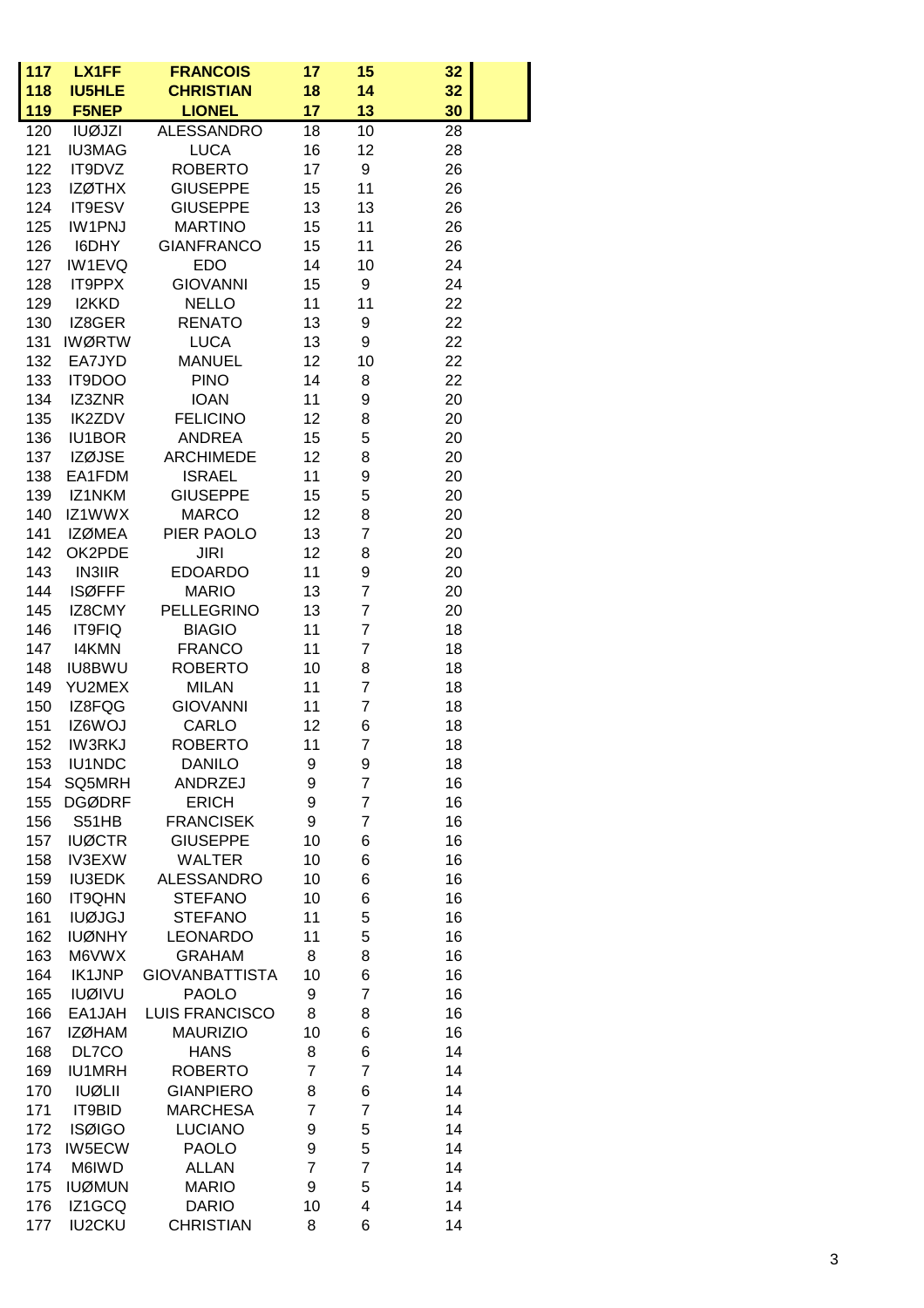| | | | | | |
|---|---|---|---|---|---|
| **117** | **LX1FF** | **FRANCOIS** | **17** | **15** | **32** |
| **118** | **IU5HLE** | **CHRISTIAN** | **18** | **14** | **32** |
| **119** | **F5NEP** | **LIONEL** | **17** | **13** | **30** |
| 120 | IUØJZI | ALESSANDRO | 18 | 10 | 28 |
| 121 | IU3MAG | LUCA | 16 | 12 | 28 |
| 122 | IT9DVZ | ROBERTO | 17 | 9 | 26 |
| 123 | IZØTHX | GIUSEPPE | 15 | 11 | 26 |
| 124 | IT9ESV | GIUSEPPE | 13 | 13 | 26 |
| 125 | IW1PNJ | MARTINO | 15 | 11 | 26 |
| 126 | I6DHY | GIANFRANCO | 15 | 11 | 26 |
| 127 | IW1EVQ | EDO | 14 | 10 | 24 |
| 128 | IT9PPX | GIOVANNI | 15 | 9 | 24 |
| 129 | I2KKD | NELLO | 11 | 11 | 22 |
| 130 | IZ8GER | RENATO | 13 | 9 | 22 |
| 131 | IWØRTW | LUCA | 13 | 9 | 22 |
| 132 | EA7JYD | MANUEL | 12 | 10 | 22 |
| 133 | IT9DOO | PINO | 14 | 8 | 22 |
| 134 | IZ3ZNR | IOAN | 11 | 9 | 20 |
| 135 | IK2ZDV | FELICINO | 12 | 8 | 20 |
| 136 | IU1BOR | ANDREA | 15 | 5 | 20 |
| 137 | IZØJSE | ARCHIMEDE | 12 | 8 | 20 |
| 138 | EA1FDM | ISRAEL | 11 | 9 | 20 |
| 139 | IZ1NKM | GIUSEPPE | 15 | 5 | 20 |
| 140 | IZ1WWX | MARCO | 12 | 8 | 20 |
| 141 | IZØMEA | PIER PAOLO | 13 | 7 | 20 |
| 142 | OK2PDE | JIRI | 12 | 8 | 20 |
| 143 | IN3IIR | EDOARDO | 11 | 9 | 20 |
| 144 | ISØFFF | MARIO | 13 | 7 | 20 |
| 145 | IZ8CMY | PELLEGRINO | 13 | 7 | 20 |
| 146 | IT9FIQ | BIAGIO | 11 | 7 | 18 |
| 147 | I4KMN | FRANCO | 11 | 7 | 18 |
| 148 | IU8BWU | ROBERTO | 10 | 8 | 18 |
| 149 | YU2MEX | MILAN | 11 | 7 | 18 |
| 150 | IZ8FQG | GIOVANNI | 11 | 7 | 18 |
| 151 | IZ6WOJ | CARLO | 12 | 6 | 18 |
| 152 | IW3RKJ | ROBERTO | 11 | 7 | 18 |
| 153 | IU1NDC | DANILO | 9 | 9 | 18 |
| 154 | SQ5MRH | ANDRZEJ | 9 | 7 | 16 |
| 155 | DGØDRF | ERICH | 9 | 7 | 16 |
| 156 | S51HB | FRANCISEK | 9 | 7 | 16 |
| 157 | IUØCTR | GIUSEPPE | 10 | 6 | 16 |
| 158 | IV3EXW | WALTER | 10 | 6 | 16 |
| 159 | IU3EDK | ALESSANDRO | 10 | 6 | 16 |
| 160 | IT9QHN | STEFANO | 10 | 6 | 16 |
| 161 | IUØJGJ | STEFANO | 11 | 5 | 16 |
| 162 | IUØNHY | LEONARDO | 11 | 5 | 16 |
| 163 | M6VWX | GRAHAM | 8 | 8 | 16 |
| 164 | IK1JNP | GIOVANBATTISTA | 10 | 6 | 16 |
| 165 | IUØIVU | PAOLO | 9 | 7 | 16 |
| 166 | EA1JAH | LUIS FRANCISCO | 8 | 8 | 16 |
| 167 | IZØHAM | MAURIZIO | 10 | 6 | 16 |
| 168 | DL7CO | HANS | 8 | 6 | 14 |
| 169 | IU1MRH | ROBERTO | 7 | 7 | 14 |
| 170 | IUØLII | GIANPIERO | 8 | 6 | 14 |
| 171 | IT9BID | MARCHESA | 7 | 7 | 14 |
| 172 | ISØIGO | LUCIANO | 9 | 5 | 14 |
| 173 | IW5ECW | PAOLO | 9 | 5 | 14 |
| 174 | M6IWD | ALLAN | 7 | 7 | 14 |
| 175 | IUØMUN | MARIO | 9 | 5 | 14 |
| 176 | IZ1GCQ | DARIO | 10 | 4 | 14 |
| 177 | IU2CKU | CHRISTIAN | 8 | 6 | 14 |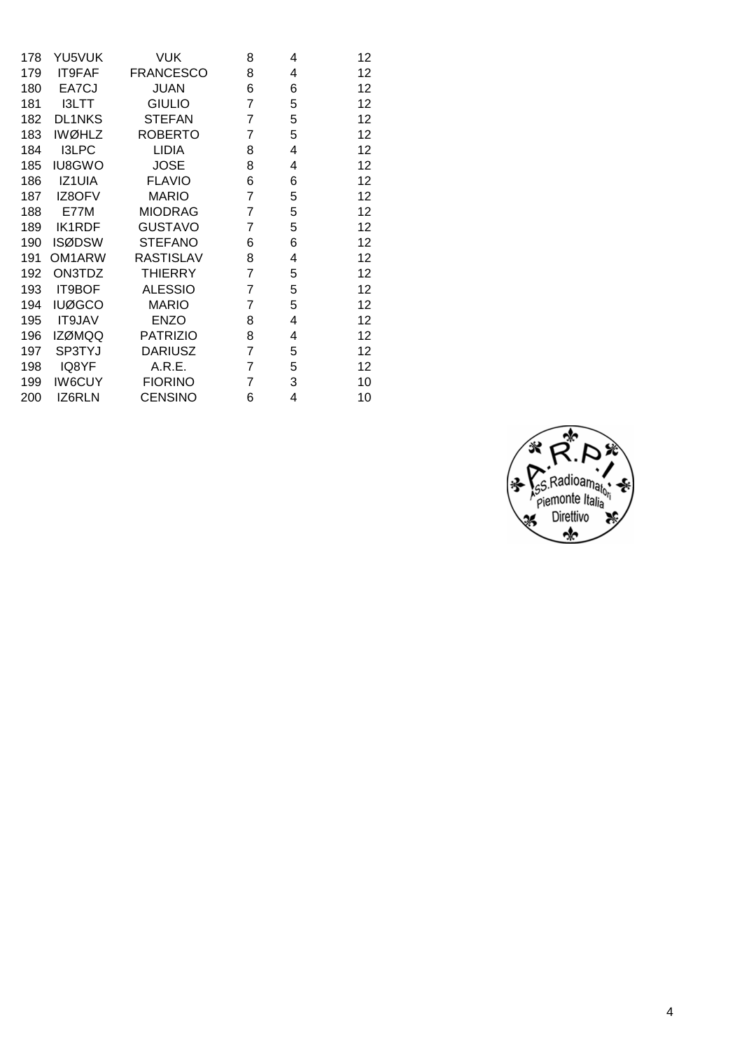| | | | | | |
|---|---|---|---|---|---|
| 178 | YU5VUK | VUK | 8 | 4 | 12 |
| 179 | IT9FAF | FRANCESCO | 8 | 4 | 12 |
| 180 | EA7CJ | JUAN | 6 | 6 | 12 |
| 181 | I3LTT | GIULIO | 7 | 5 | 12 |
| 182 | DL1NKS | STEFAN | 7 | 5 | 12 |
| 183 | IWØHLZ | ROBERTO | 7 | 5 | 12 |
| 184 | I3LPC | LIDIA | 8 | 4 | 12 |
| 185 | IU8GWO | JOSE | 8 | 4 | 12 |
| 186 | IZ1UIA | FLAVIO | 6 | 6 | 12 |
| 187 | IZ8OFV | MARIO | 7 | 5 | 12 |
| 188 | E77M | MIODRAG | 7 | 5 | 12 |
| 189 | IK1RDF | GUSTAVO | 7 | 5 | 12 |
| 190 | ISØDSW | STEFANO | 6 | 6 | 12 |
| 191 | OM1ARW | RASTISLAV | 8 | 4 | 12 |
| 192 | ON3TDZ | THIERRY | 7 | 5 | 12 |
| 193 | IT9BOF | ALESSIO | 7 | 5 | 12 |
| 194 | IUØGCO | MARIO | 7 | 5 | 12 |
| 195 | IT9JAV | ENZO | 8 | 4 | 12 |
| 196 | IZØMQQ | PATRIZIO | 8 | 4 | 12 |
| 197 | SP3TYJ | DARIUSZ | 7 | 5 | 12 |
| 198 | IQ8YF | A.R.E. | 7 | 5 | 12 |
| 199 | IW6CUY | FIORINO | 7 | 3 | 10 |
| 200 | IZ6RLN | CENSINO | 6 | 4 | 10 |

A.R.P.I. Ass. Radioamatori Piemonte Italia Direttivo